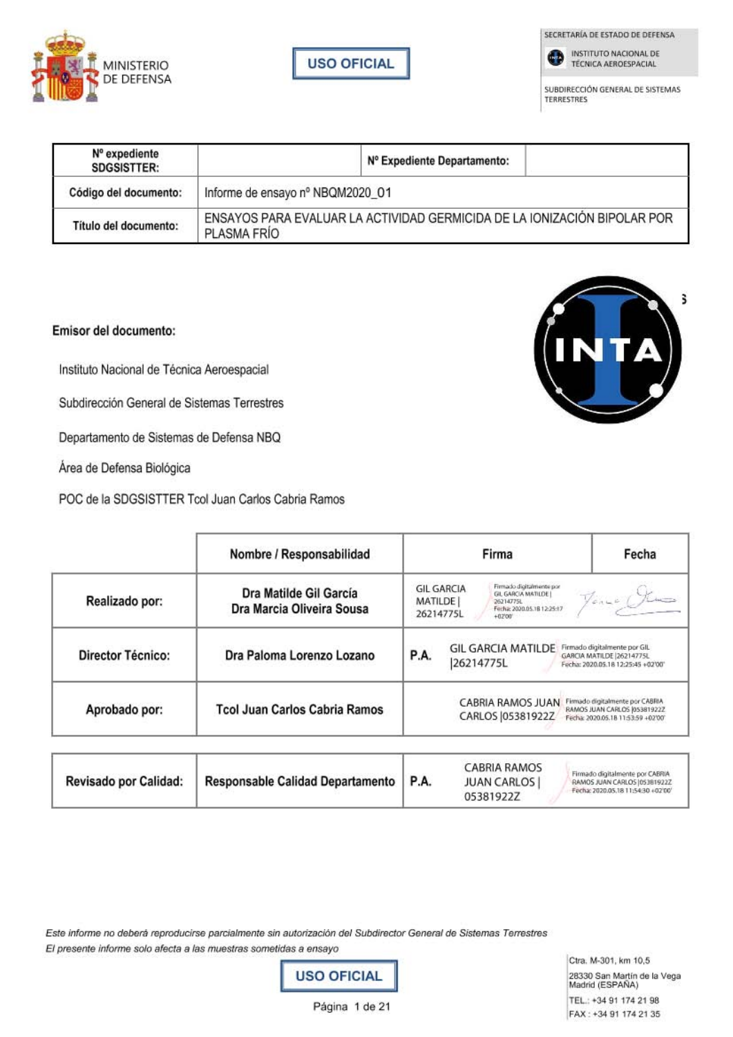MINISTERIO DE DEFENSA

**USO OFICIAL**

SECRETARÍA DE ESTADO DE DEFENSA

INSTITUTO NACIONAL DE TÉCNICA AEROESPACIAL

SUBDIRECCIÓN GENERAL DE SISTEMAS TERRESTRES

| **Nº expediente SDGSISTTER:** | | **Nº Expediente Departamento:** | |
|---|---|---|---|
| **Código del documento:** | Informe de ensayo nº NBQM2020_01 | | |
| **Título del documento:** | ENSAYOS PARA EVALUAR LA ACTIVIDAD GERMICIDA DE LA IONIZACIÓN BIPOLAR POR PLASMA FRÍO | | |

**Emisor del documento:**

Instituto Nacional de Técnica Aeroespacial

Subdirección General de Sistemas Terrestres

Departamento de Sistemas de Defensa NBQ

Área de Defensa Biológica

POC de la SDGSISTTER Tcol Juan Carlos Cabria Ramos

| | **Nombre / Responsabilidad** | **Firma** | **Fecha** |
|---|---|---|---|
| **Realizado por:** | **Dra Matilde Gil García**<br>**Dra Marcia Oliveira Sousa** | GIL GARCIA MATILDE \| 26214775L (Firmado digitalmente por GIL GARCIA MATILDE \| 26214775L Fecha: 2020.05.18 12:25:17 +02'00') | |
| **Director Técnico:** | **Dra Paloma Lorenzo Lozano** | P.A. GIL GARCIA MATILDE \|26214775L (Firmado digitalmente por GIL GARCIA MATILDE \|26214775L Fecha: 2020.05.18 12:25:45 +02'00') | |
| **Aprobado por:** | **Tcol Juan Carlos Cabria Ramos** | CABRIA RAMOS JUAN CARLOS \|05381922Z (Firmado digitalmente por CABRIA RAMOS JUAN CARLOS \|05381922Z Fecha: 2020.05.18 11:53:59 +02'00') | |
| **Revisado por Calidad:** | **Responsable Calidad Departamento** | P.A. CABRIA RAMOS JUAN CARLOS \| 05381922Z (Firmado digitalmente por CABRIA RAMOS JUAN CARLOS \|05381922Z Fecha: 2020.05.18 11:54:30 +02'00') | |

*Este informe no deberá reproducirse parcialmente sin autorización del Subdirector General de Sistemas Terrestres*

*El presente informe solo afecta a las muestras sometidas a ensayo*

**USO OFICIAL**

Ctra. M-301, km 10,5
28330 San Martín de la Vega
Madrid (ESPAÑA)
TEL.: +34 91 174 21 98
FAX : +34 91 174 21 35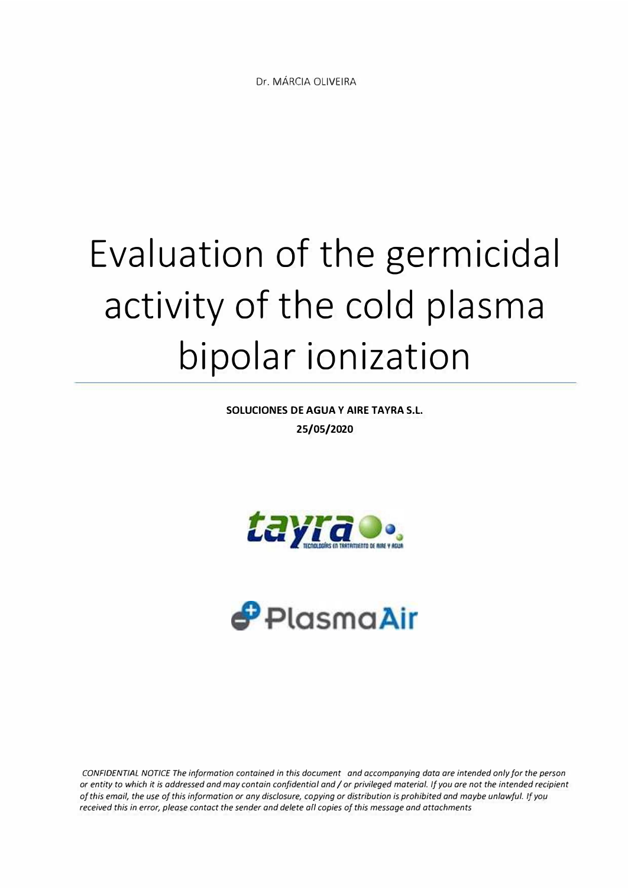Dr. MÁRCIA OLIVEIRA

# Evaluation of the germicidal activity of the cold plasma bipolar ionization

**SOLUCIONES DE AGUA Y AIRE TAYRA S.L.**

**25/05/2020**

*CONFIDENTIAL NOTICE The information contained in this document and accompanying data are intended only for the person or entity to which it is addressed and may contain confidential and / or privileged material. If you are not the intended recipient of this email, the use of this information or any disclosure, copying or distribution is prohibited and maybe unlawful. If you received this in error, please contact the sender and delete all copies of this message and attachments*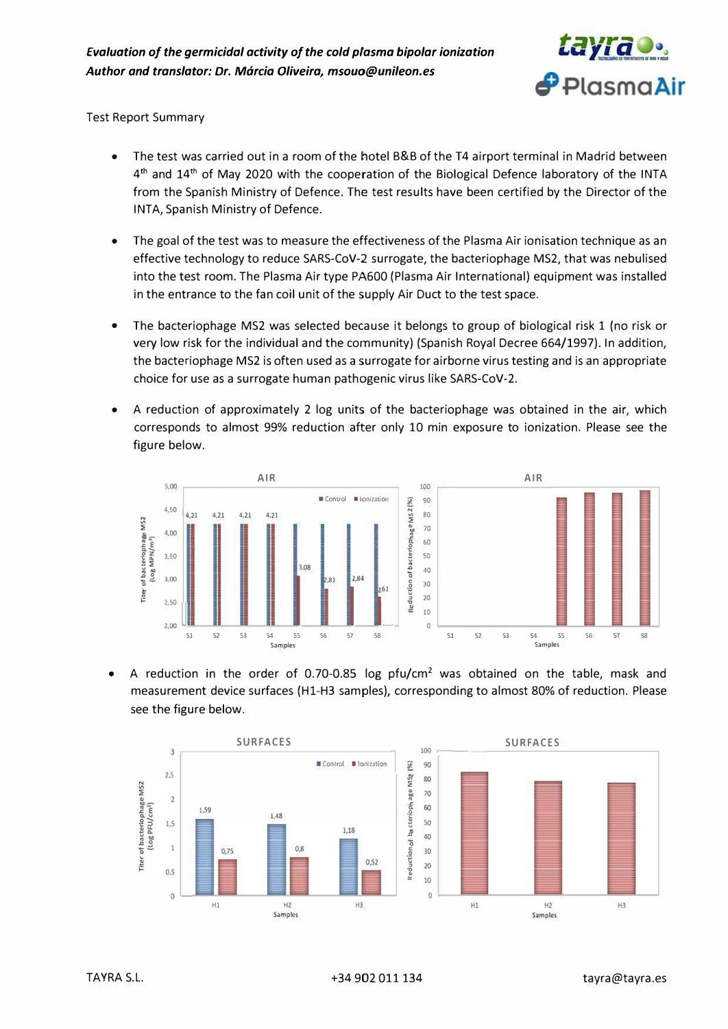*Evaluation of the germicidal activity of the cold plasma bipolar ionization*
*Author and translator: Dr. Márcia Oliveira, msouo@unileon.es*

Test Report Summary

- The test was carried out in a room of the hotel B&B of the T4 airport terminal in Madrid between 4th and 14th of May 2020 with the cooperation of the Biological Defence laboratory of the INTA from the Spanish Ministry of Defence. The test results have been certified by the Director of the INTA, Spanish Ministry of Defence.

- The goal of the test was to measure the effectiveness of the Plasma Air ionisation technique as an effective technology to reduce SARS-CoV-2 surrogate, the bacteriophage MS2, that was nebulised into the test room. The Plasma Air type PA600 (Plasma Air International) equipment was installed in the entrance to the fan coil unit of the supply Air Duct to the test space.

- The bacteriophage MS2 was selected because it belongs to group of biological risk 1 (no risk or very low risk for the individual and the community) (Spanish Royal Decree 664/1997). In addition, the bacteriophage MS2 is often used as a surrogate for airborne virus testing and is an appropriate choice for use as a surrogate human pathogenic virus like SARS-CoV-2.

- A reduction of approximately 2 log units of the bacteriophage was obtained in the air, which corresponds to almost 99% reduction after only 10 min exposure to ionization. Please see the figure below.

- A reduction in the order of 0.70-0.85 log pfu/cm² was obtained on the table, mask and measurement device surfaces (H1-H3 samples), corresponding to almost 80% of reduction. Please see the figure below.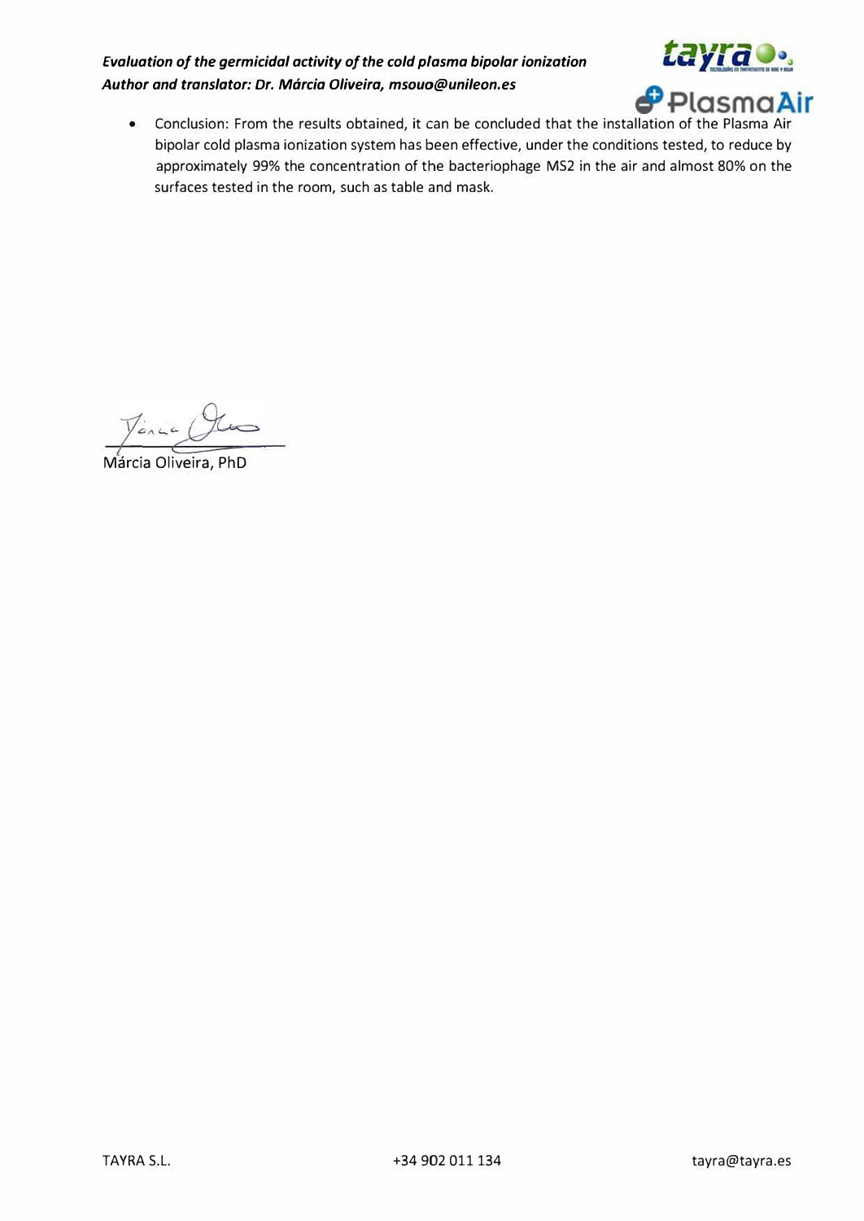- Conclusion: From the results obtained, it can be concluded that the installation of the Plasma Air bipolar cold plasma ionization system has been effective, under the conditions tested, to reduce by approximately 99% the concentration of the bacteriophage MS2 in the air and almost 80% on the surfaces tested in the room, such as table and mask.

Márcia Oliveira, PhD